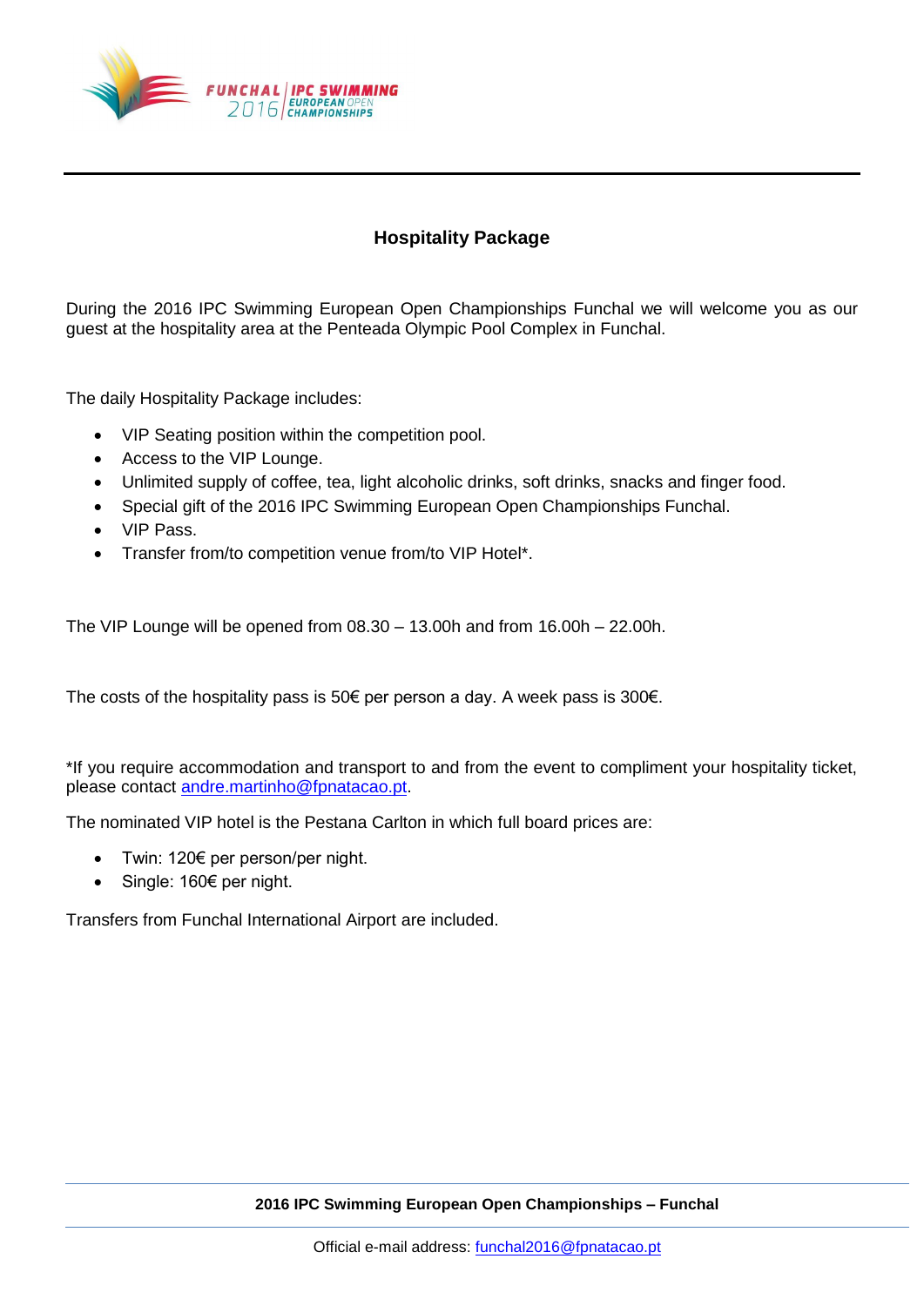# Hospitality Package

During the 2016 IPC Swimming European Open Championships Funchal we will welcome you as our guest at the hospitality area at the Penteada Olympic Pool Complex in Funchal.

The daily Hospitality Package includes:

- VIP Seating position within the competition pool.
- Access to the VIP Lounge.
- Unlimited supply of coffee, tea, light alcoholic drinks, soft drinks, snacks and finger food.
- Special gift of the 2016 IPC Swimming European Open Championships Funchal.
- VIP Pass.
- Transfer from/to competition venue from/to VIP Hotel*.

The VIP Lounge will be opened from 08.30 – 13.00h and from 16.00h – 22.00h.

The costs of the hospitality pass is 50€ per person a day. A week pass is 300€.

*If you require accommodation and transport to and from the event to compliment your hospitality ticket, please contact andre.martinho@fpnatacao.pt.

The nominated VIP hotel is the Pestana Carlton in which full board prices are:

- Twin: 120€ per person/per night.
- Single: 160€ per night.

Transfers from Funchal International Airport are included.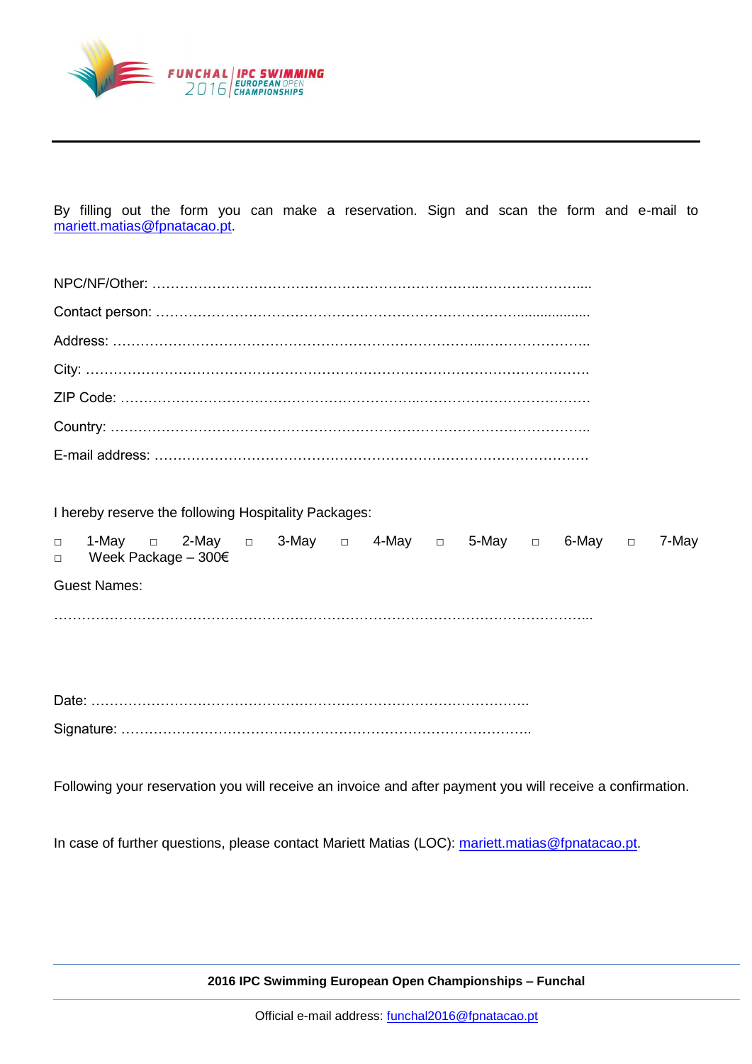FUNCHAL 2016 | IPC SWIMMING EUROPEAN OPEN CHAMPIONSHIPS

---

By filling out the form you can make a reservation. Sign and scan the form and e-mail to mariett.matias@fpnatacao.pt.

NPC/NF/Other: ……………………………………………………………..…………………....

Contact person: ………………………………………………………………………..................

Address: ……………………………………………………………………...…………………..

City: ……………………………………………………………………………………………….

ZIP Code: …………………………………………………….……………………………….

Country: …………………………………………………………………………………………..

E-mail address: ………………………………………………………………………………….

I hereby reserve the following Hospitality Packages:

□ 1-May □ 2-May □ 3-May □ 4-May □ 5-May □ 6-May □ 7-May
□ Week Package – 300€

Guest Names:

……………………………………………………………………………………………………...

Date: ………………………………………………………………………………….

Signature: ……………………………………………………………………………….

Following your reservation you will receive an invoice and after payment you will receive a confirmation.

In case of further questions, please contact Mariett Matias (LOC): mariett.matias@fpnatacao.pt.

---

**2016 IPC Swimming European Open Championships – Funchal**

Official e-mail address: funchal2016@fpnatacao.pt